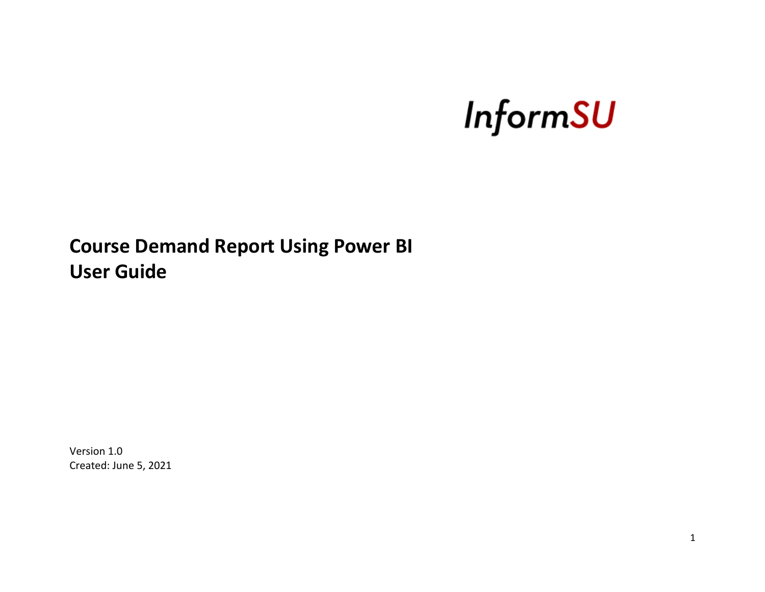InformSU

# Course Demand Report Using Power BI
# User Guide

Version 1.0
Created: June 5, 2021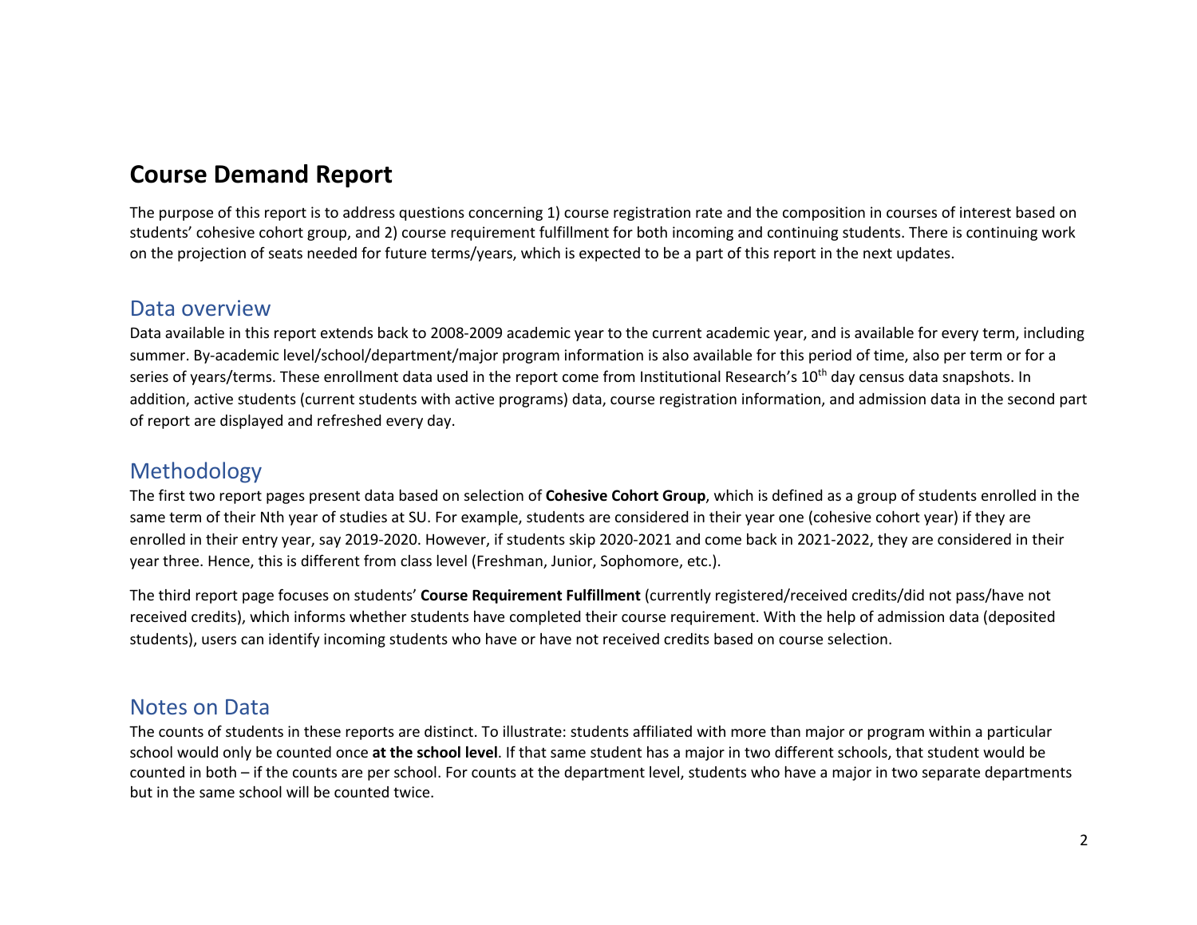# Course Demand Report

The purpose of this report is to address questions concerning 1) course registration rate and the composition in courses of interest based on students' cohesive cohort group, and 2) course requirement fulfillment for both incoming and continuing students. There is continuing work on the projection of seats needed for future terms/years, which is expected to be a part of this report in the next updates.

## Data overview

Data available in this report extends back to 2008-2009 academic year to the current academic year, and is available for every term, including summer. By-academic level/school/department/major program information is also available for this period of time, also per term or for a series of years/terms. These enrollment data used in the report come from Institutional Research's 10th day census data snapshots. In addition, active students (current students with active programs) data, course registration information, and admission data in the second part of report are displayed and refreshed every day.

## Methodology

The first two report pages present data based on selection of **Cohesive Cohort Group**, which is defined as a group of students enrolled in the same term of their Nth year of studies at SU. For example, students are considered in their year one (cohesive cohort year) if they are enrolled in their entry year, say 2019-2020. However, if students skip 2020-2021 and come back in 2021-2022, they are considered in their year three. Hence, this is different from class level (Freshman, Junior, Sophomore, etc.).

The third report page focuses on students' **Course Requirement Fulfillment** (currently registered/received credits/did not pass/have not received credits), which informs whether students have completed their course requirement. With the help of admission data (deposited students), users can identify incoming students who have or have not received credits based on course selection.

## Notes on Data

The counts of students in these reports are distinct. To illustrate: students affiliated with more than major or program within a particular school would only be counted once **at the school level**. If that same student has a major in two different schools, that student would be counted in both – if the counts are per school. For counts at the department level, students who have a major in two separate departments but in the same school will be counted twice.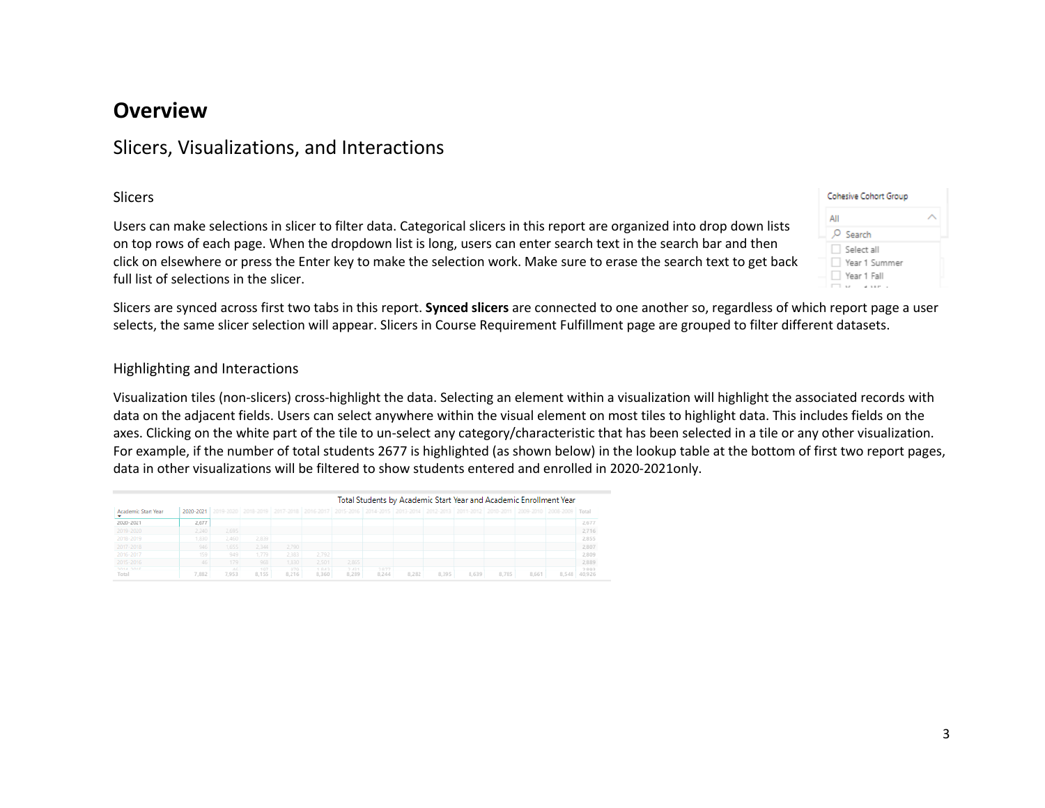# Overview

## Slicers, Visualizations, and Interactions

### Slicers

Users can make selections in slicer to filter data. Categorical slicers in this report are organized into drop down lists on top rows of each page. When the dropdown list is long, users can enter search text in the search bar and then click on elsewhere or press the Enter key to make the selection work. Make sure to erase the search text to get back full list of selections in the slicer.

Slicers are synced across first two tabs in this report. **Synced slicers** are connected to one another so, regardless of which report page a user selects, the same slicer selection will appear. Slicers in Course Requirement Fulfillment page are grouped to filter different datasets.

### Highlighting and Interactions

Visualization tiles (non-slicers) cross-highlight the data. Selecting an element within a visualization will highlight the associated records with data on the adjacent fields. Users can select anywhere within the visual element on most tiles to highlight data. This includes fields on the axes. Clicking on the white part of the tile to un-select any category/characteristic that has been selected in a tile or any other visualization. For example, if the number of total students 2677 is highlighted (as shown below) in the lookup table at the bottom of first two report pages, data in other visualizations will be filtered to show students entered and enrolled in 2020-2021only.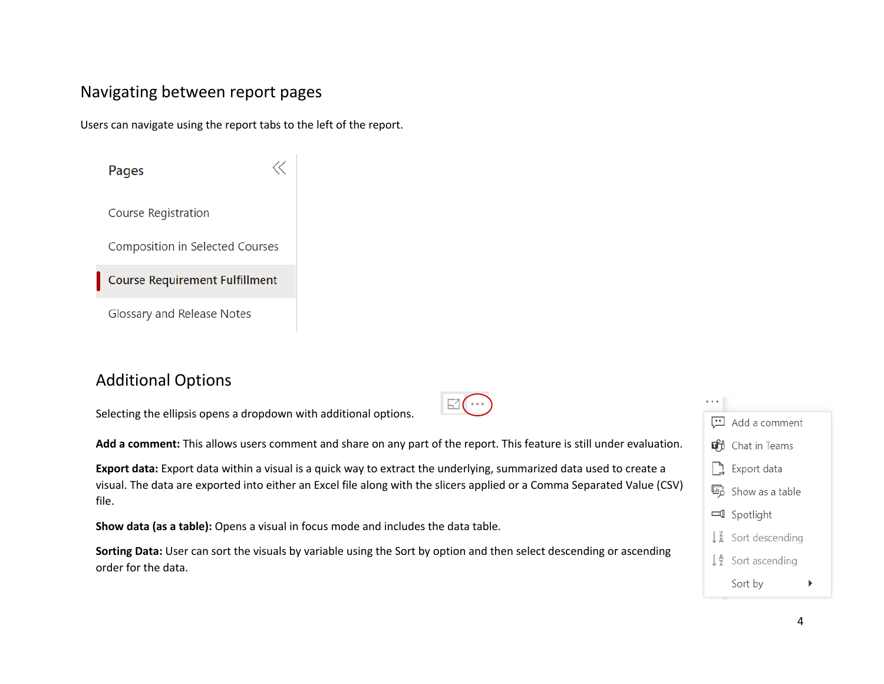## Navigating between report pages

Users can navigate using the report tabs to the left of the report.

Pages

- Course Registration
- Composition in Selected Courses
- **Course Requirement Fulfillment**
- Glossary and Release Notes

## Additional Options

Selecting the ellipsis opens a dropdown with additional options.

- Add a comment
- Chat in Teams
- Export data
- Show as a table
- Spotlight
- Sort descending
- Sort ascending
- Sort by

**Add a comment:** This allows users comment and share on any part of the report. This feature is still under evaluation.

**Export data:** Export data within a visual is a quick way to extract the underlying, summarized data used to create a visual. The data are exported into either an Excel file along with the slicers applied or a Comma Separated Value (CSV) file.

**Show data (as a table):** Opens a visual in focus mode and includes the data table.

**Sorting Data:** User can sort the visuals by variable using the Sort by option and then select descending or ascending order for the data.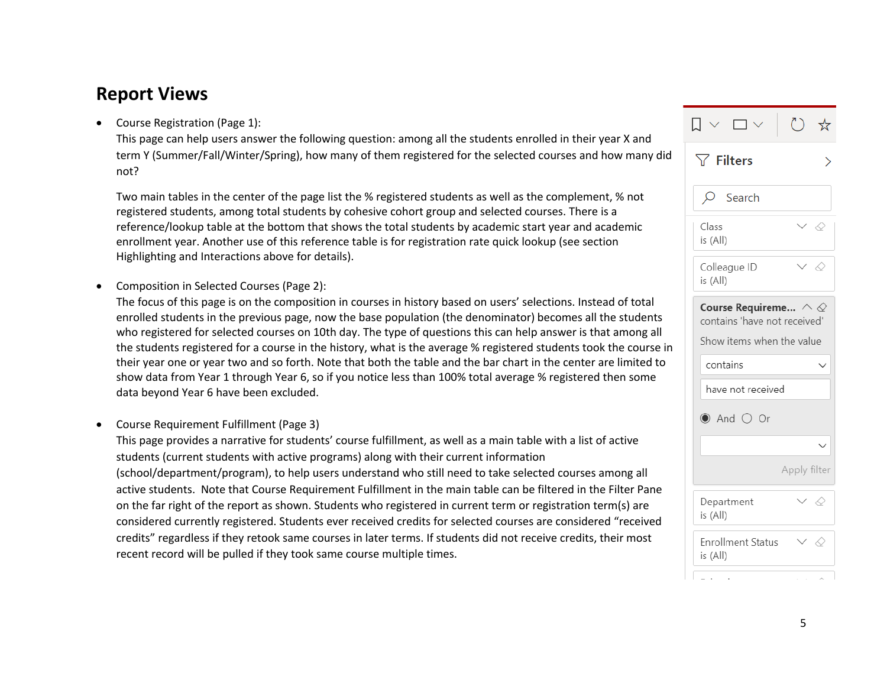## Report Views

- Course Registration (Page 1):
  This page can help users answer the following question: among all the students enrolled in their year X and term Y (Summer/Fall/Winter/Spring), how many of them registered for the selected courses and how many did not?

  Two main tables in the center of the page list the % registered students as well as the complement, % not registered students, among total students by cohesive cohort group and selected courses. There is a reference/lookup table at the bottom that shows the total students by academic start year and academic enrollment year. Another use of this reference table is for registration rate quick lookup (see section Highlighting and Interactions above for details).

- Composition in Selected Courses (Page 2):
  The focus of this page is on the composition in courses in history based on users' selections. Instead of total enrolled students in the previous page, now the base population (the denominator) becomes all the students who registered for selected courses on 10th day. The type of questions this can help answer is that among all the students registered for a course in the history, what is the average % registered students took the course in their year one or year two and so forth. Note that both the table and the bar chart in the center are limited to show data from Year 1 through Year 6, so if you notice less than 100% total average % registered then some data beyond Year 6 have been excluded.

- Course Requirement Fulfillment (Page 3)
  This page provides a narrative for students' course fulfillment, as well as a main table with a list of active students (current students with active programs) along with their current information (school/department/program), to help users understand who still need to take selected courses among all active students. Note that Course Requirement Fulfillment in the main table can be filtered in the Filter Pane on the far right of the report as shown. Students who registered in current term or registration term(s) are considered currently registered. Students ever received credits for selected courses are considered "received credits" regardless if they retook same courses in later terms. If students did not receive credits, their most recent record will be pulled if they took same course multiple times.

Filters

Search

Class
is (All)

Colleague ID
is (All)

Course Requireme...
contains 'have not received'

Show items when the value

contains

have not received

And Or

Apply filter

Department
is (All)

Enrollment Status
is (All)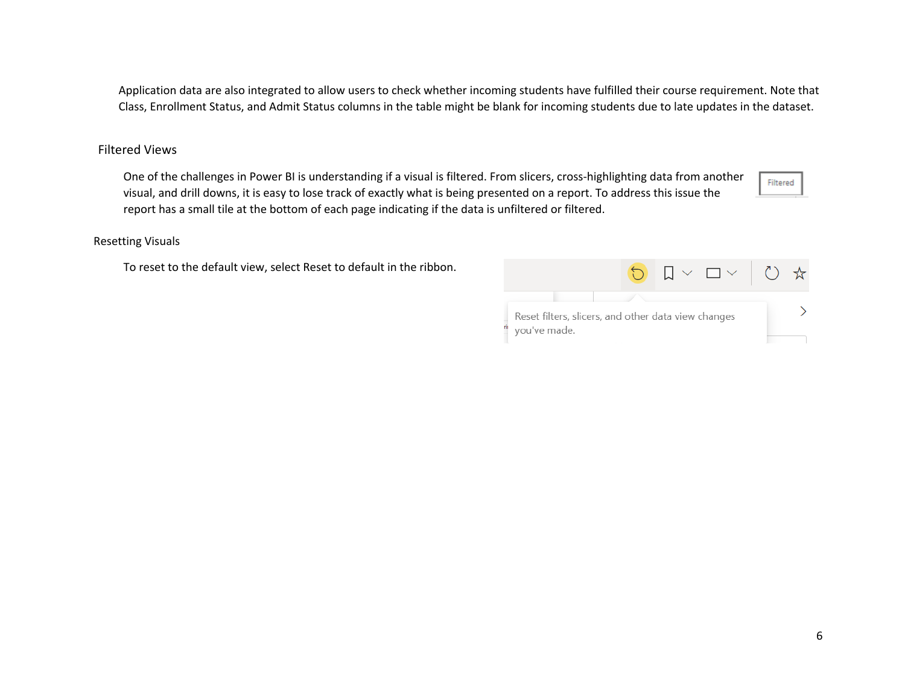Application data are also integrated to allow users to check whether incoming students have fulfilled their course requirement. Note that Class, Enrollment Status, and Admit Status columns in the table might be blank for incoming students due to late updates in the dataset.

## Filtered Views

One of the challenges in Power BI is understanding if a visual is filtered. From slicers, cross-highlighting data from another visual, and drill downs, it is easy to lose track of exactly what is being presented on a report. To address this issue the report has a small tile at the bottom of each page indicating if the data is unfiltered or filtered.

## Resetting Visuals

To reset to the default view, select Reset to default in the ribbon.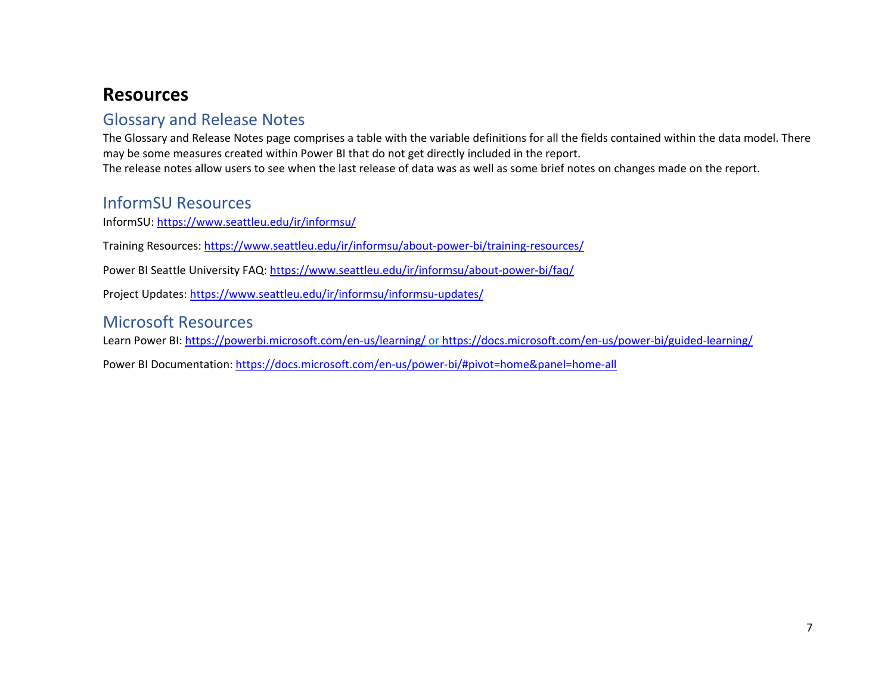# Resources

## Glossary and Release Notes

The Glossary and Release Notes page comprises a table with the variable definitions for all the fields contained within the data model. There may be some measures created within Power BI that do not get directly included in the report.
The release notes allow users to see when the last release of data was as well as some brief notes on changes made on the report.

## InformSU Resources

InformSU: https://www.seattleu.edu/ir/informsu/

Training Resources: https://www.seattleu.edu/ir/informsu/about-power-bi/training-resources/

Power BI Seattle University FAQ: https://www.seattleu.edu/ir/informsu/about-power-bi/faq/

Project Updates: https://www.seattleu.edu/ir/informsu/informsu-updates/

## Microsoft Resources

Learn Power BI: https://powerbi.microsoft.com/en-us/learning/ or https://docs.microsoft.com/en-us/power-bi/guided-learning/

Power BI Documentation: https://docs.microsoft.com/en-us/power-bi/#pivot=home&panel=home-all